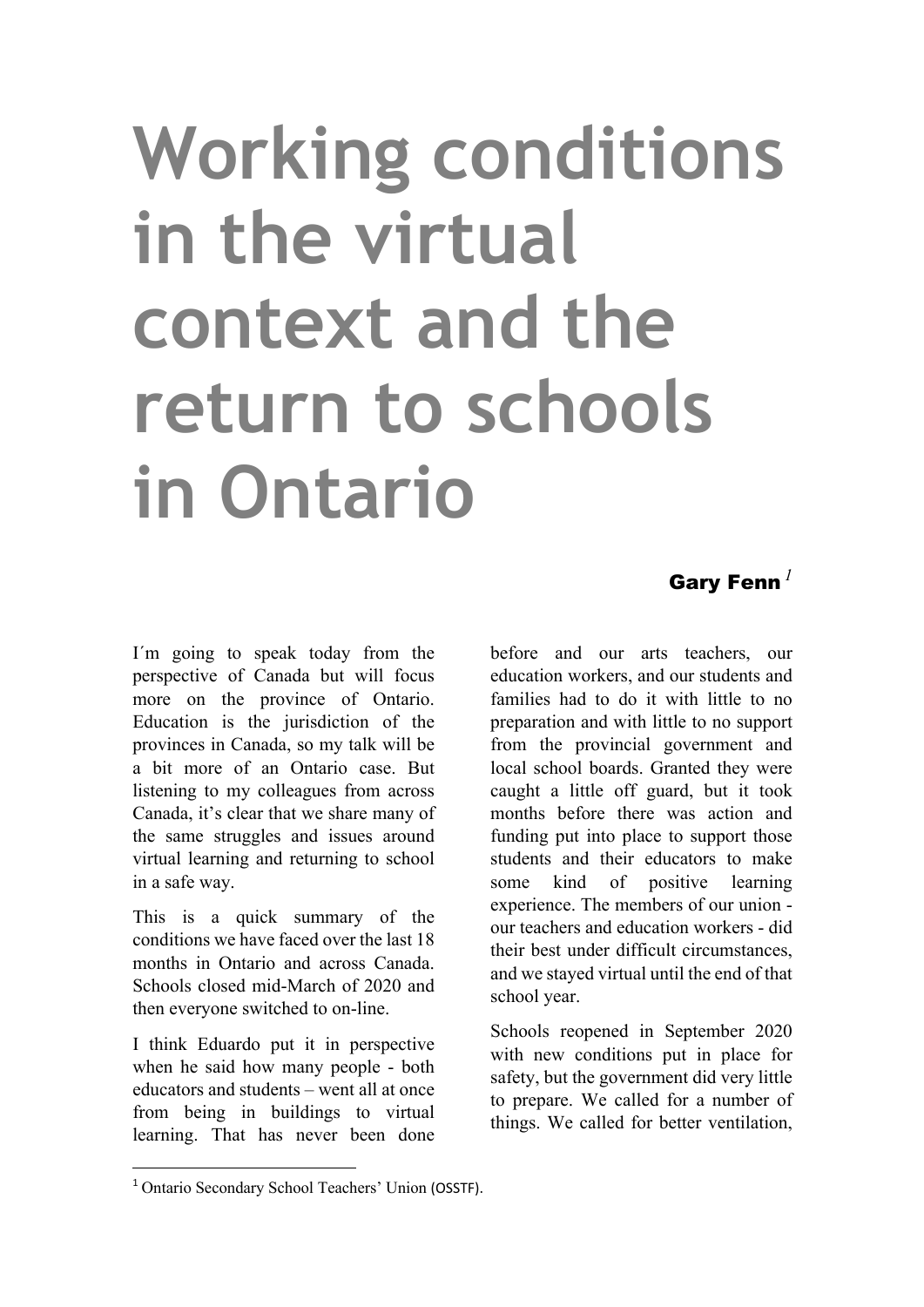# Working conditions in the virtual context and the return to schools in Ontario

**Gary Fenn**[1]

I´m going to speak today from the perspective of Canada but will focus more on the province of Ontario. Education is the jurisdiction of the provinces in Canada, so my talk will be a bit more of an Ontario case. But listening to my colleagues from across Canada, it's clear that we share many of the same struggles and issues around virtual learning and returning to school in a safe way.

This is a quick summary of the conditions we have faced over the last 18 months in Ontario and across Canada. Schools closed mid-March of 2020 and then everyone switched to on-line.

I think Eduardo put it in perspective when he said how many people - both educators and students – went all at once from being in buildings to virtual learning. That has never been done before and our arts teachers, our education workers, and our students and families had to do it with little to no preparation and with little to no support from the provincial government and local school boards. Granted they were caught a little off guard, but it took months before there was action and funding put into place to support those students and their educators to make some kind of positive learning experience. The members of our union - our teachers and education workers - did their best under difficult circumstances, and we stayed virtual until the end of that school year.

Schools reopened in September 2020 with new conditions put in place for safety, but the government did very little to prepare. We called for a number of things. We called for better ventilation,

[1] Ontario Secondary School Teachers' Union (OSSTF).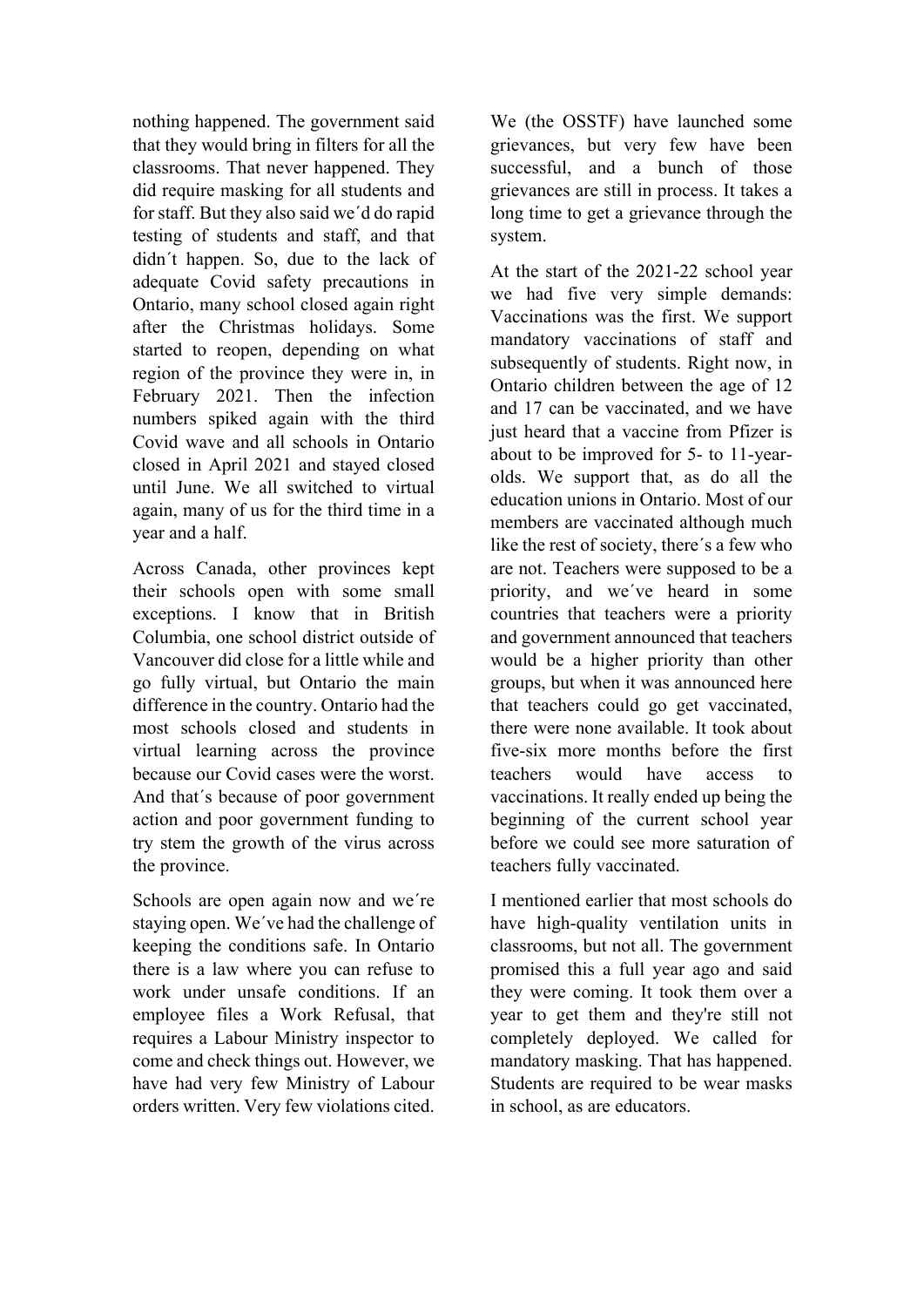nothing happened. The government said that they would bring in filters for all the classrooms. That never happened. They did require masking for all students and for staff. But they also said we´d do rapid testing of students and staff, and that didn´t happen. So, due to the lack of adequate Covid safety precautions in Ontario, many school closed again right after the Christmas holidays. Some started to reopen, depending on what region of the province they were in, in February 2021. Then the infection numbers spiked again with the third Covid wave and all schools in Ontario closed in April 2021 and stayed closed until June. We all switched to virtual again, many of us for the third time in a year and a half.

Across Canada, other provinces kept their schools open with some small exceptions. I know that in British Columbia, one school district outside of Vancouver did close for a little while and go fully virtual, but Ontario the main difference in the country. Ontario had the most schools closed and students in virtual learning across the province because our Covid cases were the worst. And that´s because of poor government action and poor government funding to try stem the growth of the virus across the province.

Schools are open again now and we´re staying open. We´ve had the challenge of keeping the conditions safe. In Ontario there is a law where you can refuse to work under unsafe conditions. If an employee files a Work Refusal, that requires a Labour Ministry inspector to come and check things out. However, we have had very few Ministry of Labour orders written. Very few violations cited. We (the OSSTF) have launched some grievances, but very few have been successful, and a bunch of those grievances are still in process. It takes a long time to get a grievance through the system.

At the start of the 2021-22 school year we had five very simple demands: Vaccinations was the first. We support mandatory vaccinations of staff and subsequently of students. Right now, in Ontario children between the age of 12 and 17 can be vaccinated, and we have just heard that a vaccine from Pfizer is about to be improved for 5- to 11-year-olds. We support that, as do all the education unions in Ontario. Most of our members are vaccinated although much like the rest of society, there´s a few who are not. Teachers were supposed to be a priority, and we´ve heard in some countries that teachers were a priority and government announced that teachers would be a higher priority than other groups, but when it was announced here that teachers could go get vaccinated, there were none available. It took about five-six more months before the first teachers would have access to vaccinations. It really ended up being the beginning of the current school year before we could see more saturation of teachers fully vaccinated.

I mentioned earlier that most schools do have high-quality ventilation units in classrooms, but not all. The government promised this a full year ago and said they were coming. It took them over a year to get them and they're still not completely deployed. We called for mandatory masking. That has happened. Students are required to be wear masks in school, as are educators.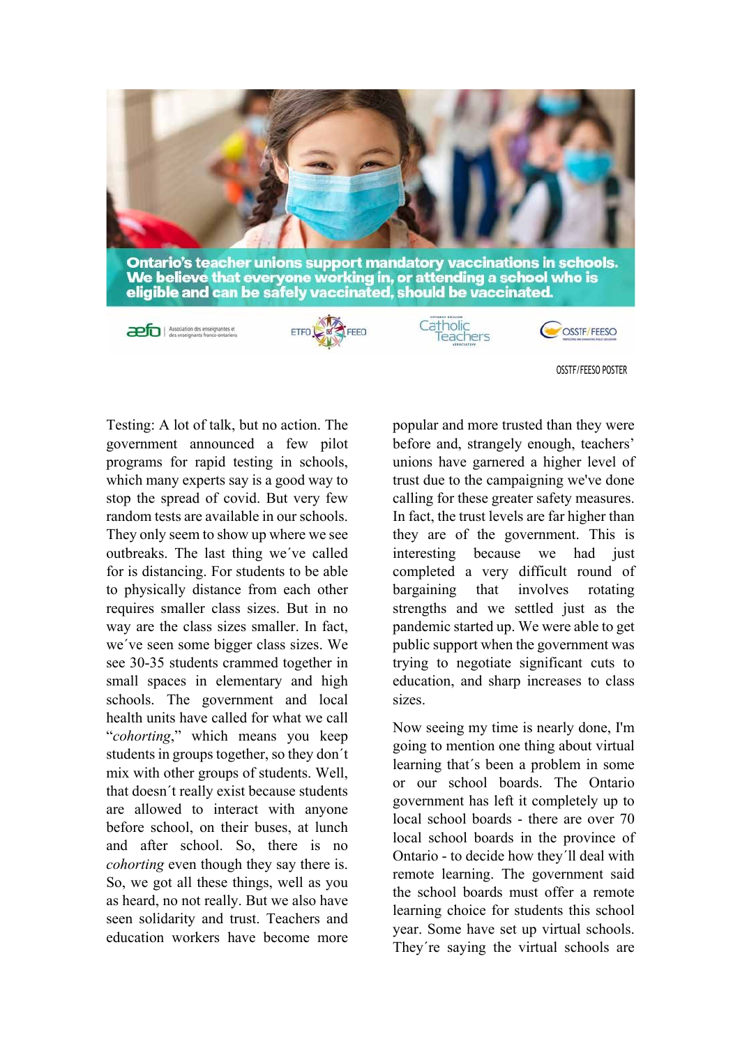Ontario's teacher unions support mandatory vaccinations in schools. We believe that everyone working in, or attending a school who is eligible and can be safely vaccinated, should be vaccinated.

OSSTF/FEESO POSTER

Testing: A lot of talk, but no action. The government announced a few pilot programs for rapid testing in schools, which many experts say is a good way to stop the spread of covid. But very few random tests are available in our schools. They only seem to show up where we see outbreaks. The last thing we´ve called for is distancing. For students to be able to physically distance from each other requires smaller class sizes. But in no way are the class sizes smaller. In fact, we´ve seen some bigger class sizes. We see 30-35 students crammed together in small spaces in elementary and high schools. The government and local health units have called for what we call "*cohorting*," which means you keep students in groups together, so they don´t mix with other groups of students. Well, that doesn´t really exist because students are allowed to interact with anyone before school, on their buses, at lunch and after school. So, there is no *cohorting* even though they say there is. So, we got all these things, well as you as heard, no not really. But we also have seen solidarity and trust. Teachers and education workers have become more popular and more trusted than they were before and, strangely enough, teachers' unions have garnered a higher level of trust due to the campaigning we've done calling for these greater safety measures. In fact, the trust levels are far higher than they are of the government. This is interesting because we had just completed a very difficult round of bargaining that involves rotating strengths and we settled just as the pandemic started up. We were able to get public support when the government was trying to negotiate significant cuts to education, and sharp increases to class sizes.

Now seeing my time is nearly done, I'm going to mention one thing about virtual learning that´s been a problem in some or our school boards. The Ontario government has left it completely up to local school boards - there are over 70 local school boards in the province of Ontario - to decide how they´ll deal with remote learning. The government said the school boards must offer a remote learning choice for students this school year. Some have set up virtual schools. They´re saying the virtual schools are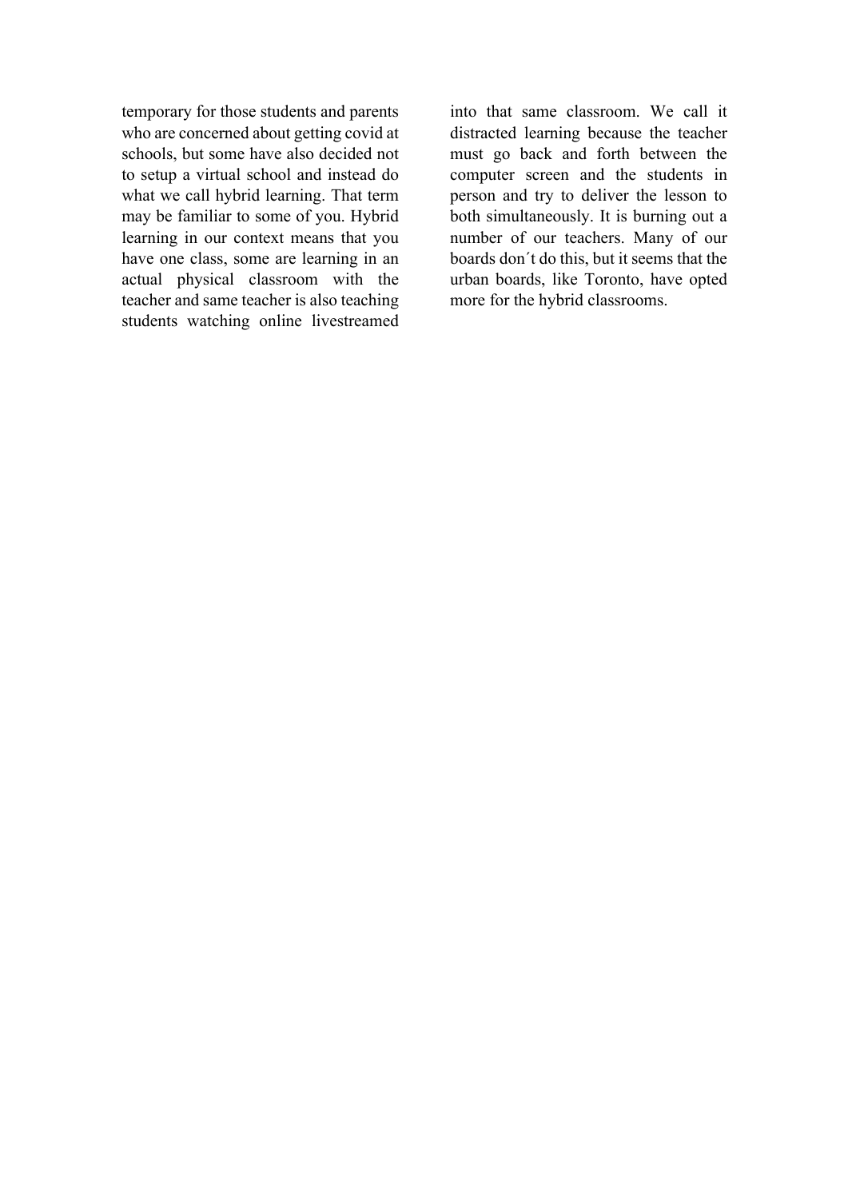temporary for those students and parents who are concerned about getting covid at schools, but some have also decided not to setup a virtual school and instead do what we call hybrid learning. That term may be familiar to some of you. Hybrid learning in our context means that you have one class, some are learning in an actual physical classroom with the teacher and same teacher is also teaching students watching online livestreamed into that same classroom. We call it distracted learning because the teacher must go back and forth between the computer screen and the students in person and try to deliver the lesson to both simultaneously. It is burning out a number of our teachers. Many of our boards don´t do this, but it seems that the urban boards, like Toronto, have opted more for the hybrid classrooms.